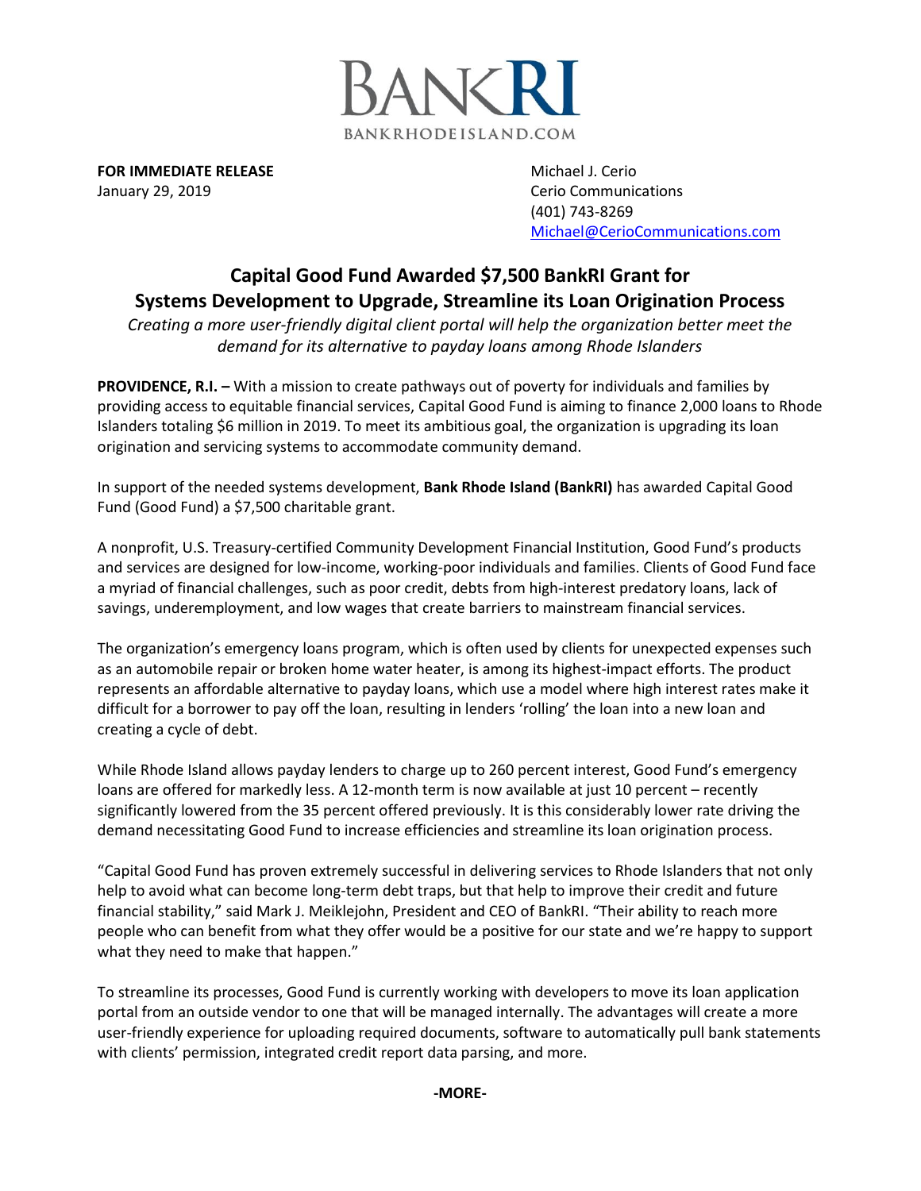BANKRI
BANKRHODEISLAND.COM

**FOR IMMEDIATE RELEASE**
January 29, 2019

Michael J. Cerio
Cerio Communications
(401) 743-8269
Michael@CerioCommunications.com

# Capital Good Fund Awarded $7,500 BankRI Grant for Systems Development to Upgrade, Streamline its Loan Origination Process

*Creating a more user-friendly digital client portal will help the organization better meet the demand for its alternative to payday loans among Rhode Islanders*

**PROVIDENCE, R.I. –** With a mission to create pathways out of poverty for individuals and families by providing access to equitable financial services, Capital Good Fund is aiming to finance 2,000 loans to Rhode Islanders totaling $6 million in 2019. To meet its ambitious goal, the organization is upgrading its loan origination and servicing systems to accommodate community demand.

In support of the needed systems development, **Bank Rhode Island (BankRI)** has awarded Capital Good Fund (Good Fund) a $7,500 charitable grant.

A nonprofit, U.S. Treasury-certified Community Development Financial Institution, Good Fund's products and services are designed for low-income, working-poor individuals and families. Clients of Good Fund face a myriad of financial challenges, such as poor credit, debts from high-interest predatory loans, lack of savings, underemployment, and low wages that create barriers to mainstream financial services.

The organization's emergency loans program, which is often used by clients for unexpected expenses such as an automobile repair or broken home water heater, is among its highest-impact efforts. The product represents an affordable alternative to payday loans, which use a model where high interest rates make it difficult for a borrower to pay off the loan, resulting in lenders 'rolling' the loan into a new loan and creating a cycle of debt.

While Rhode Island allows payday lenders to charge up to 260 percent interest, Good Fund's emergency loans are offered for markedly less. A 12-month term is now available at just 10 percent – recently significantly lowered from the 35 percent offered previously. It is this considerably lower rate driving the demand necessitating Good Fund to increase efficiencies and streamline its loan origination process.

"Capital Good Fund has proven extremely successful in delivering services to Rhode Islanders that not only help to avoid what can become long-term debt traps, but that help to improve their credit and future financial stability," said Mark J. Meiklejohn, President and CEO of BankRI. "Their ability to reach more people who can benefit from what they offer would be a positive for our state and we're happy to support what they need to make that happen."

To streamline its processes, Good Fund is currently working with developers to move its loan application portal from an outside vendor to one that will be managed internally. The advantages will create a more user-friendly experience for uploading required documents, software to automatically pull bank statements with clients' permission, integrated credit report data parsing, and more.

**-MORE-**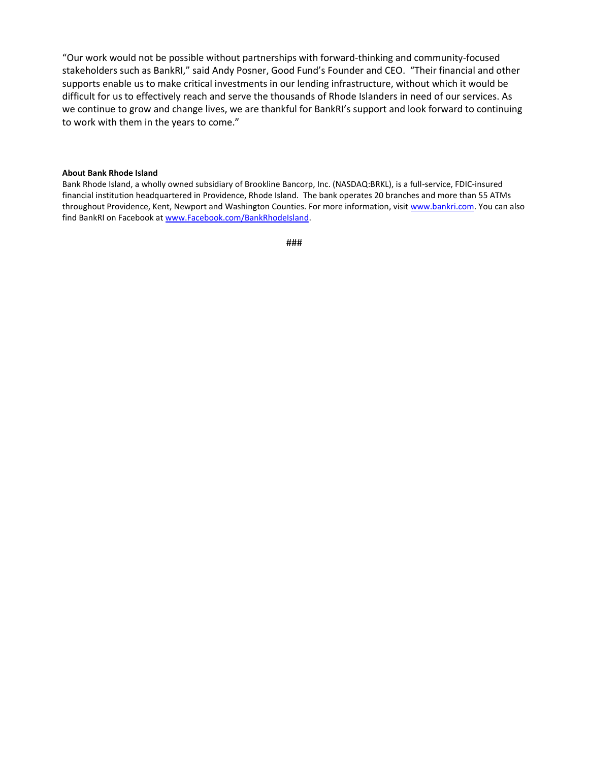"Our work would not be possible without partnerships with forward-thinking and community-focused stakeholders such as BankRI," said Andy Posner, Good Fund's Founder and CEO. "Their financial and other supports enable us to make critical investments in our lending infrastructure, without which it would be difficult for us to effectively reach and serve the thousands of Rhode Islanders in need of our services. As we continue to grow and change lives, we are thankful for BankRI's support and look forward to continuing to work with them in the years to come."

**About Bank Rhode Island**

Bank Rhode Island, a wholly owned subsidiary of Brookline Bancorp, Inc. (NASDAQ:BRKL), is a full-service, FDIC-insured financial institution headquartered in Providence, Rhode Island. The bank operates 20 branches and more than 55 ATMs throughout Providence, Kent, Newport and Washington Counties. For more information, visit www.bankri.com. You can also find BankRI on Facebook at www.Facebook.com/BankRhodeIsland.

###